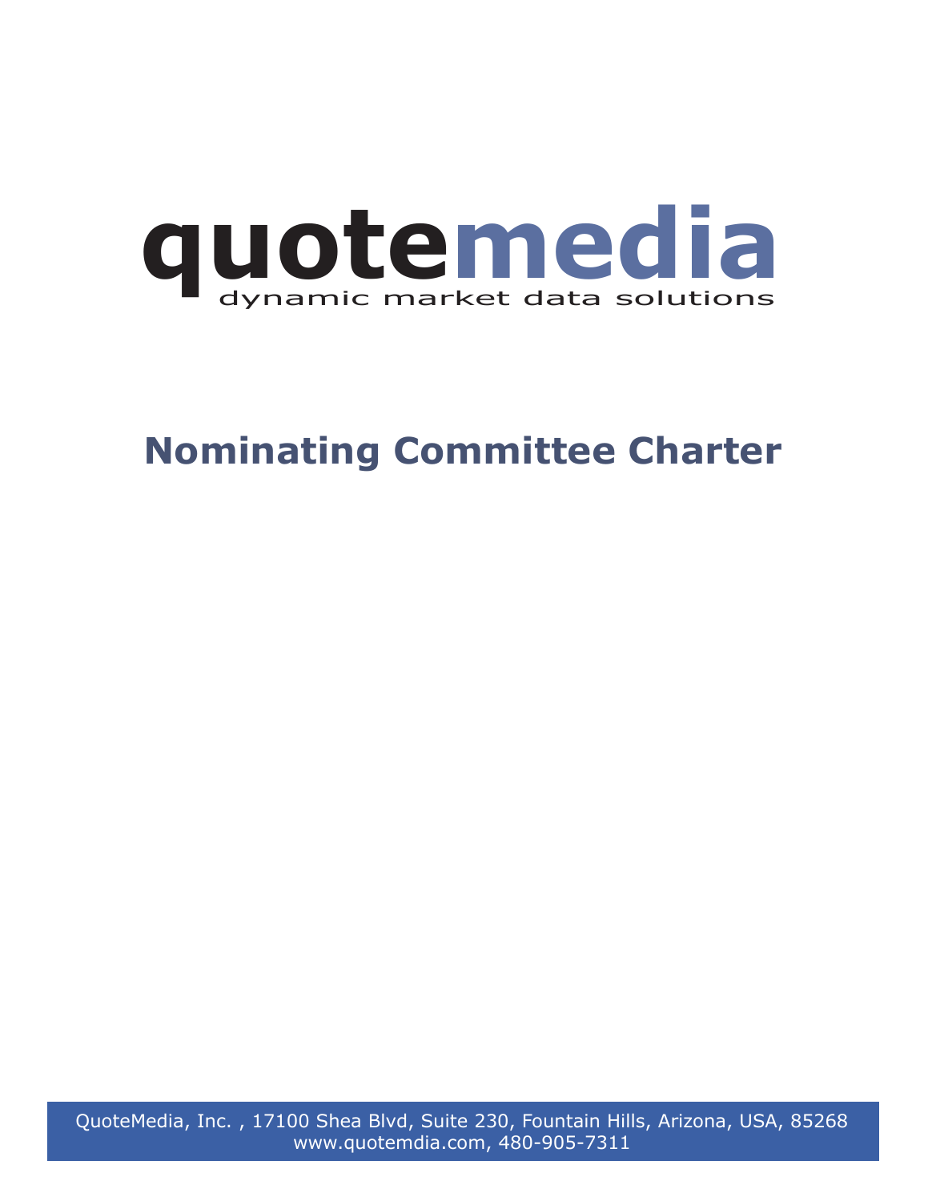# quotemedia

dynamic market data solutions

# Nominating Committee Charter

QuoteMedia, Inc. , 17100 Shea Blvd, Suite 230, Fountain Hills, Arizona, USA, 85268
www.quotemdia.com, 480-905-7311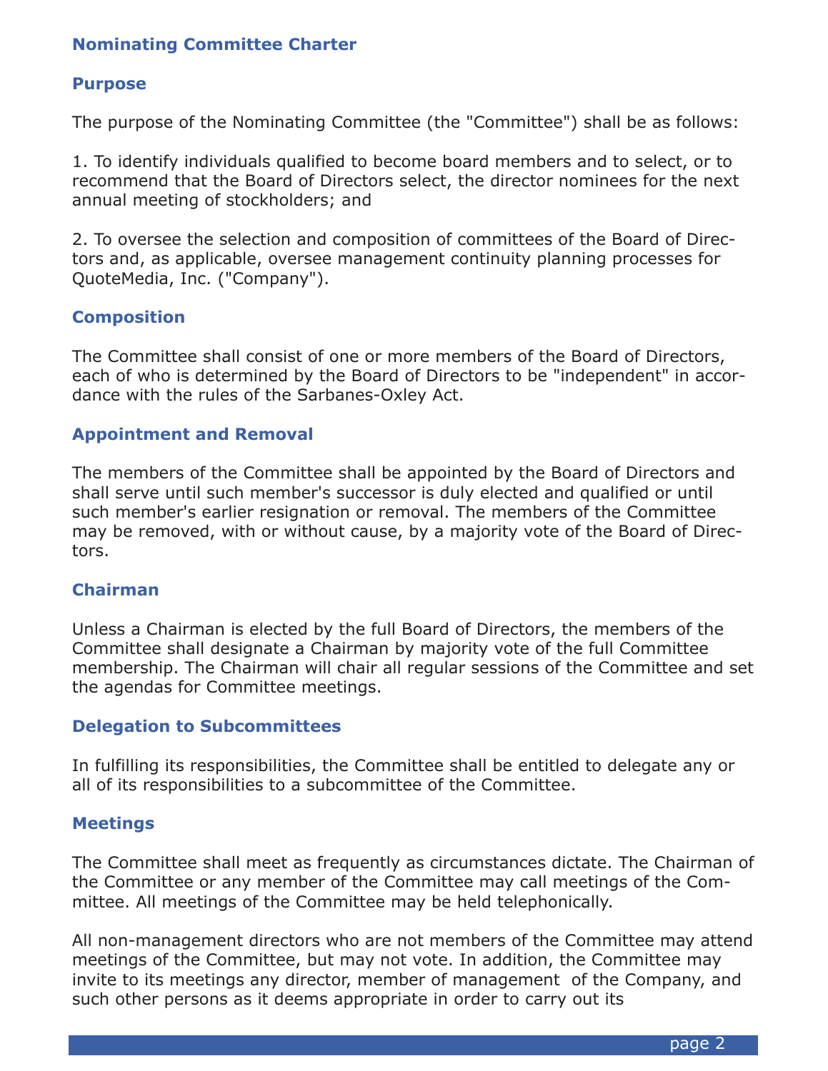## Nominating Committee Charter

### Purpose

The purpose of the Nominating Committee (the "Committee") shall be as follows:

1. To identify individuals qualified to become board members and to select, or to recommend that the Board of Directors select, the director nominees for the next annual meeting of stockholders; and

2. To oversee the selection and composition of committees of the Board of Directors and, as applicable, oversee management continuity planning processes for QuoteMedia, Inc. ("Company").

### Composition

The Committee shall consist of one or more members of the Board of Directors, each of who is determined by the Board of Directors to be "independent" in accordance with the rules of the Sarbanes-Oxley Act.

### Appointment and Removal

The members of the Committee shall be appointed by the Board of Directors and shall serve until such member's successor is duly elected and qualified or until such member's earlier resignation or removal. The members of the Committee may be removed, with or without cause, by a majority vote of the Board of Directors.

### Chairman

Unless a Chairman is elected by the full Board of Directors, the members of the Committee shall designate a Chairman by majority vote of the full Committee membership. The Chairman will chair all regular sessions of the Committee and set the agendas for Committee meetings.

### Delegation to Subcommittees

In fulfilling its responsibilities, the Committee shall be entitled to delegate any or all of its responsibilities to a subcommittee of the Committee.

### Meetings

The Committee shall meet as frequently as circumstances dictate. The Chairman of the Committee or any member of the Committee may call meetings of the Committee. All meetings of the Committee may be held telephonically.

All non-management directors who are not members of the Committee may attend meetings of the Committee, but may not vote. In addition, the Committee may invite to its meetings any director, member of management of the Company, and such other persons as it deems appropriate in order to carry out its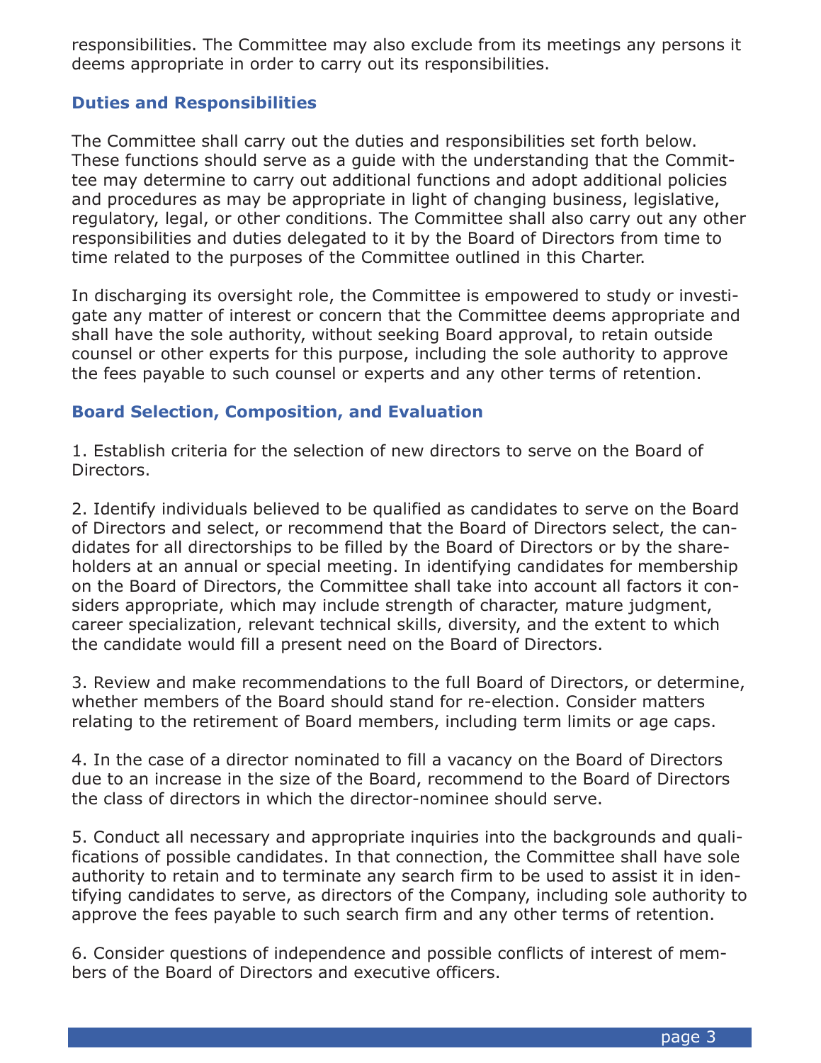responsibilities. The Committee may also exclude from its meetings any persons it deems appropriate in order to carry out its responsibilities.

## Duties and Responsibilities

The Committee shall carry out the duties and responsibilities set forth below. These functions should serve as a guide with the understanding that the Committee may determine to carry out additional functions and adopt additional policies and procedures as may be appropriate in light of changing business, legislative, regulatory, legal, or other conditions. The Committee shall also carry out any other responsibilities and duties delegated to it by the Board of Directors from time to time related to the purposes of the Committee outlined in this Charter.

In discharging its oversight role, the Committee is empowered to study or investigate any matter of interest or concern that the Committee deems appropriate and shall have the sole authority, without seeking Board approval, to retain outside counsel or other experts for this purpose, including the sole authority to approve the fees payable to such counsel or experts and any other terms of retention.

## Board Selection, Composition, and Evaluation

1. Establish criteria for the selection of new directors to serve on the Board of Directors.

2. Identify individuals believed to be qualified as candidates to serve on the Board of Directors and select, or recommend that the Board of Directors select, the candidates for all directorships to be filled by the Board of Directors or by the shareholders at an annual or special meeting. In identifying candidates for membership on the Board of Directors, the Committee shall take into account all factors it considers appropriate, which may include strength of character, mature judgment, career specialization, relevant technical skills, diversity, and the extent to which the candidate would fill a present need on the Board of Directors.

3. Review and make recommendations to the full Board of Directors, or determine, whether members of the Board should stand for re-election. Consider matters relating to the retirement of Board members, including term limits or age caps.

4. In the case of a director nominated to fill a vacancy on the Board of Directors due to an increase in the size of the Board, recommend to the Board of Directors the class of directors in which the director-nominee should serve.

5. Conduct all necessary and appropriate inquiries into the backgrounds and qualifications of possible candidates. In that connection, the Committee shall have sole authority to retain and to terminate any search firm to be used to assist it in identifying candidates to serve, as directors of the Company, including sole authority to approve the fees payable to such search firm and any other terms of retention.

6. Consider questions of independence and possible conflicts of interest of members of the Board of Directors and executive officers.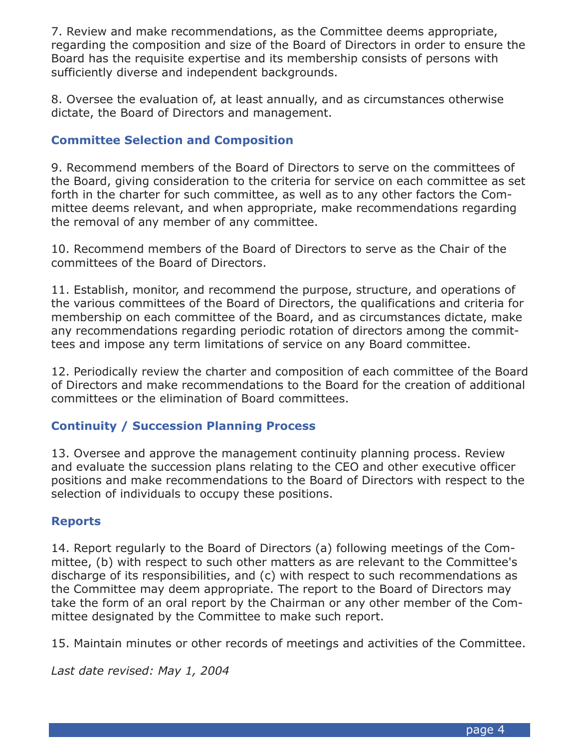7. Review and make recommendations, as the Committee deems appropriate, regarding the composition and size of the Board of Directors in order to ensure the Board has the requisite expertise and its membership consists of persons with sufficiently diverse and independent backgrounds.

8. Oversee the evaluation of, at least annually, and as circumstances otherwise dictate, the Board of Directors and management.

### Committee Selection and Composition

9. Recommend members of the Board of Directors to serve on the committees of the Board, giving consideration to the criteria for service on each committee as set forth in the charter for such committee, as well as to any other factors the Committee deems relevant, and when appropriate, make recommendations regarding the removal of any member of any committee.

10. Recommend members of the Board of Directors to serve as the Chair of the committees of the Board of Directors.

11. Establish, monitor, and recommend the purpose, structure, and operations of the various committees of the Board of Directors, the qualifications and criteria for membership on each committee of the Board, and as circumstances dictate, make any recommendations regarding periodic rotation of directors among the committees and impose any term limitations of service on any Board committee.

12. Periodically review the charter and composition of each committee of the Board of Directors and make recommendations to the Board for the creation of additional committees or the elimination of Board committees.

### Continuity / Succession Planning Process

13. Oversee and approve the management continuity planning process. Review and evaluate the succession plans relating to the CEO and other executive officer positions and make recommendations to the Board of Directors with respect to the selection of individuals to occupy these positions.

### Reports

14. Report regularly to the Board of Directors (a) following meetings of the Committee, (b) with respect to such other matters as are relevant to the Committee's discharge of its responsibilities, and (c) with respect to such recommendations as the Committee may deem appropriate. The report to the Board of Directors may take the form of an oral report by the Chairman or any other member of the Committee designated by the Committee to make such report.

15. Maintain minutes or other records of meetings and activities of the Committee.

*Last date revised: May 1, 2004*